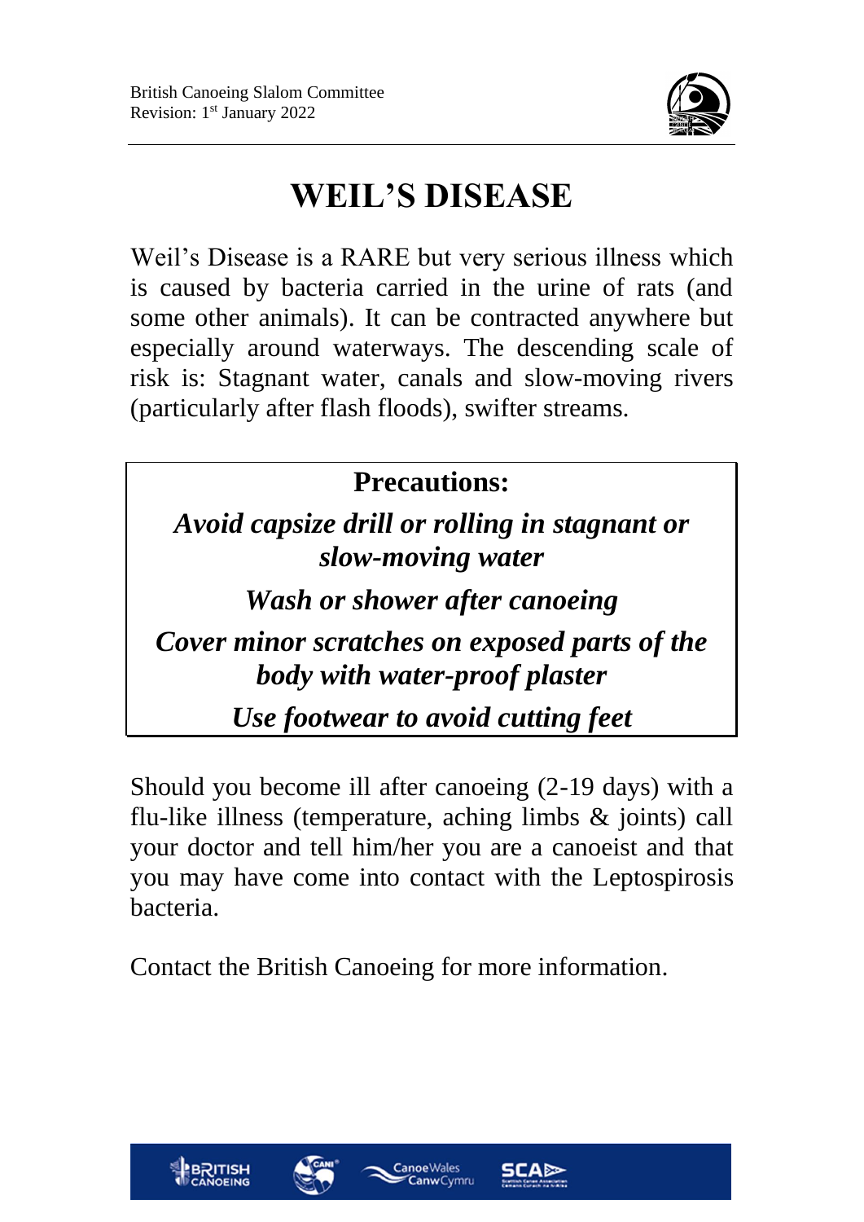British Canoeing Slalom Committee
Revision: 1st January 2022

# WEIL'S DISEASE

Weil's Disease is a RARE but very serious illness which is caused by bacteria carried in the urine of rats (and some other animals). It can be contracted anywhere but especially around waterways. The descending scale of risk is: Stagnant water, canals and slow-moving rivers (particularly after flash floods), swifter streams.

**Precautions:**

***Avoid capsize drill or rolling in stagnant or slow-moving water***

***Wash or shower after canoeing***

***Cover minor scratches on exposed parts of the body with water-proof plaster***

***Use footwear to avoid cutting feet***

Should you become ill after canoeing (2-19 days) with a flu-like illness (temperature, aching limbs & joints) call your doctor and tell him/her you are a canoeist and that you may have come into contact with the Leptospirosis bacteria.

Contact the British Canoeing for more information.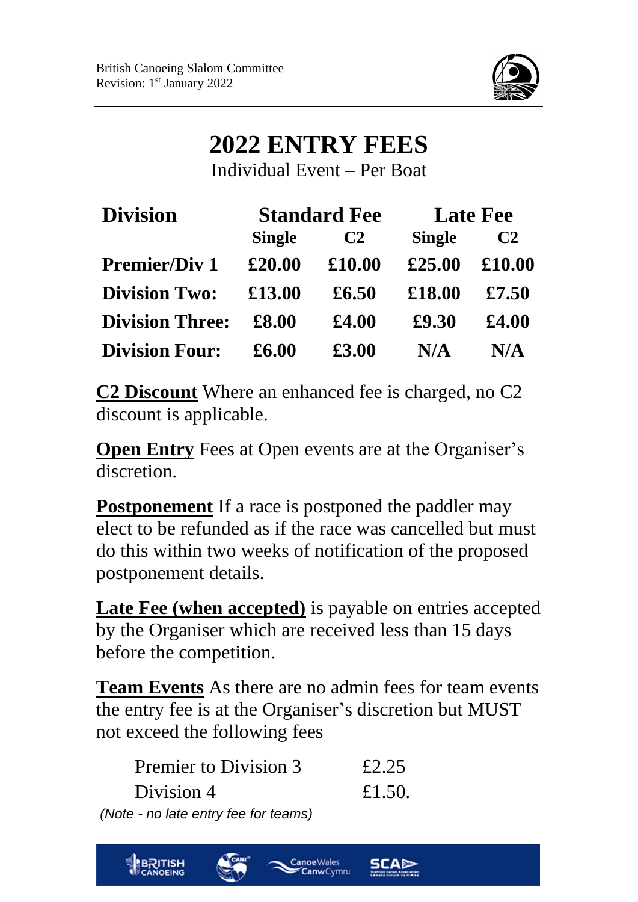British Canoeing Slalom Committee
Revision: 1st January 2022

# 2022 ENTRY FEES

Individual Event – Per Boat

| Division | Standard Fee | | Late Fee | |
|---|---|---|---|---|
| | Single | C2 | Single | C2 |
| **Premier/Div 1** | **£20.00** | **£10.00** | **£25.00** | **£10.00** |
| **Division Two:** | **£13.00** | **£6.50** | **£18.00** | **£7.50** |
| **Division Three:** | **£8.00** | **£4.00** | **£9.30** | **£4.00** |
| **Division Four:** | **£6.00** | **£3.00** | **N/A** | **N/A** |

**C2 Discount** Where an enhanced fee is charged, no C2 discount is applicable.

**Open Entry** Fees at Open events are at the Organiser's discretion.

**Postponement** If a race is postponed the paddler may elect to be refunded as if the race was cancelled but must do this within two weeks of notification of the proposed postponement details.

**Late Fee (when accepted)** is payable on entries accepted by the Organiser which are received less than 15 days before the competition.

**Team Events** As there are no admin fees for team events the entry fee is at the Organiser's discretion but MUST not exceed the following fees

| | |
|---|---|
| Premier to Division 3 | £2.25 |
| Division 4 | £1.50. |

*(Note - no late entry fee for teams)*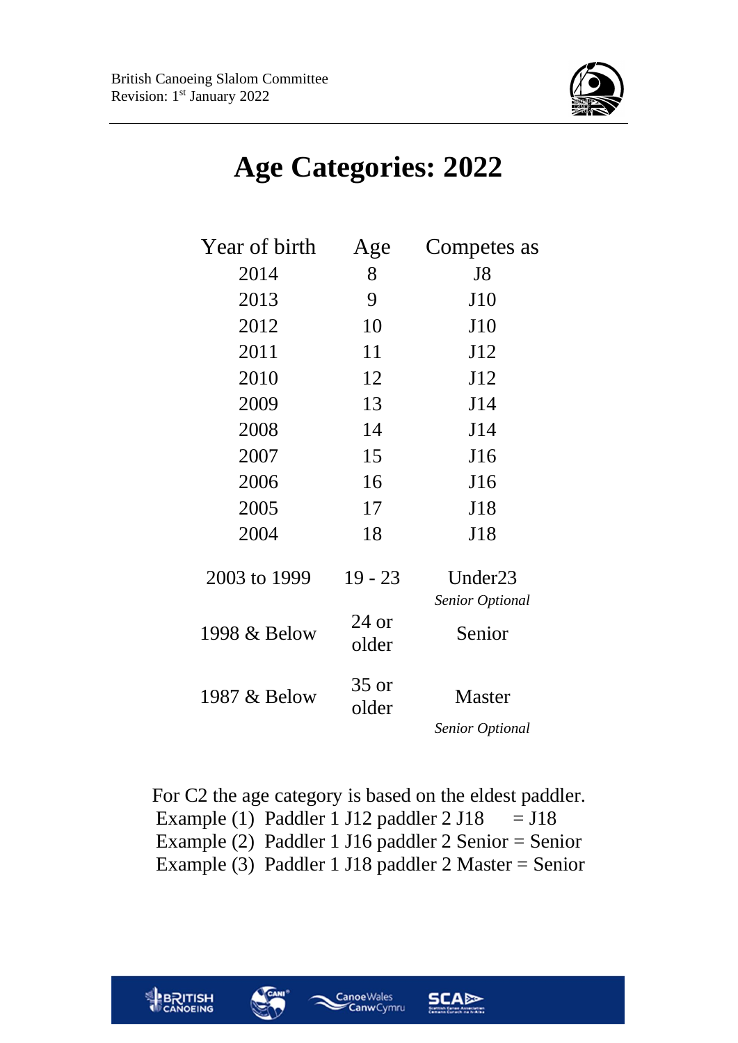British Canoeing Slalom Committee
Revision: 1st January 2022

# Age Categories: 2022

| Year of birth | Age | Competes as |
|---|---|---|
| 2014 | 8 | J8 |
| 2013 | 9 | J10 |
| 2012 | 10 | J10 |
| 2011 | 11 | J12 |
| 2010 | 12 | J12 |
| 2009 | 13 | J14 |
| 2008 | 14 | J14 |
| 2007 | 15 | J16 |
| 2006 | 16 | J16 |
| 2005 | 17 | J18 |
| 2004 | 18 | J18 |
| 2003 to 1999 | 19 - 23 | Under23 *Senior Optional* |
| 1998 & Below | 24 or older | Senior |
| 1987 & Below | 35 or older | Master *Senior Optional* |

For C2 the age category is based on the eldest paddler.
Example (1) Paddler 1 J12 paddler 2 J18 = J18
Example (2) Paddler 1 J16 paddler 2 Senior = Senior
Example (3) Paddler 1 J18 paddler 2 Master = Senior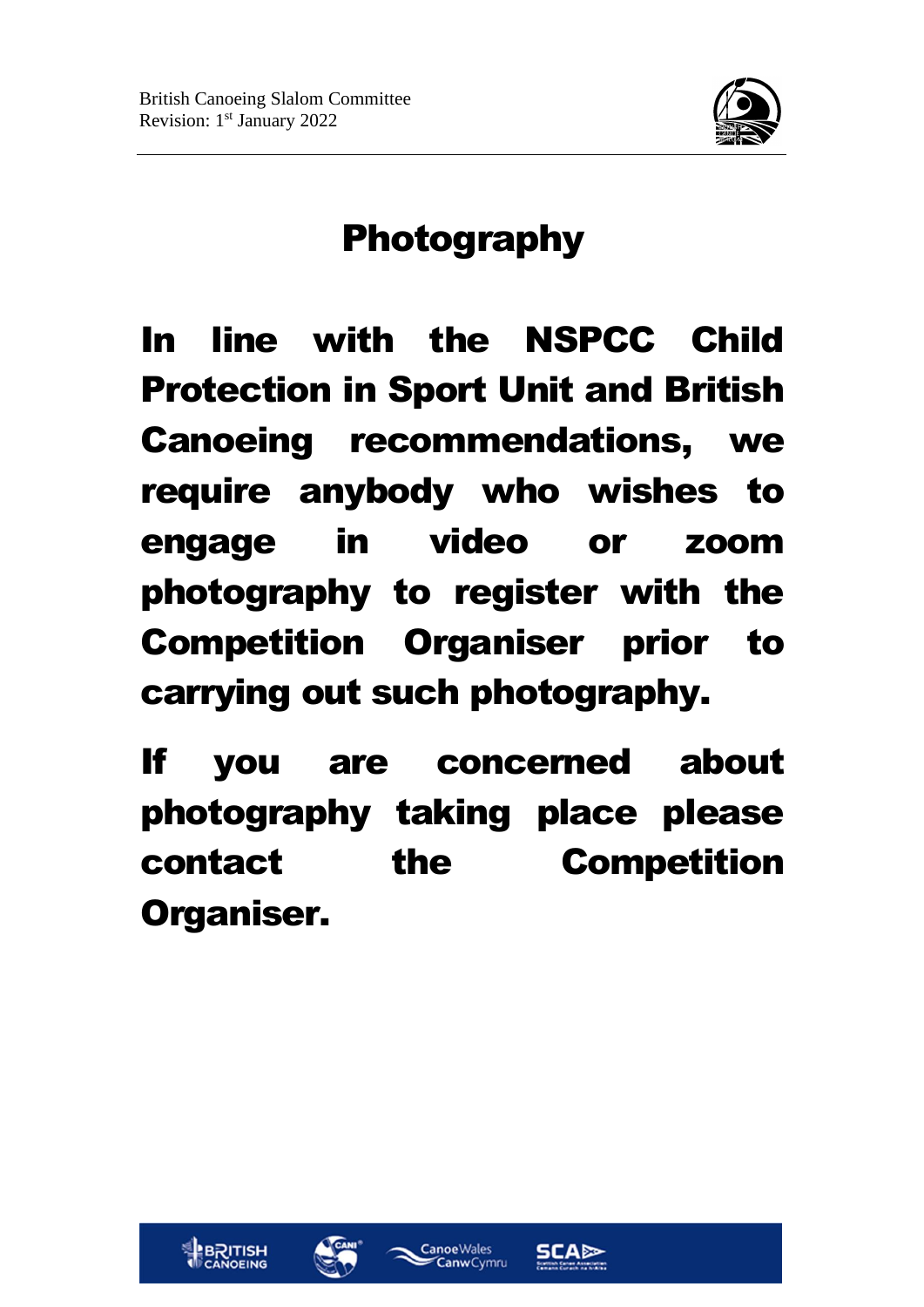# Photography

**In line with the NSPCC Child Protection in Sport Unit and British Canoeing recommendations, we require anybody who wishes to engage in video or zoom photography to register with the Competition Organiser prior to carrying out such photography.**

**If you are concerned about photography taking place please contact the Competition Organiser.**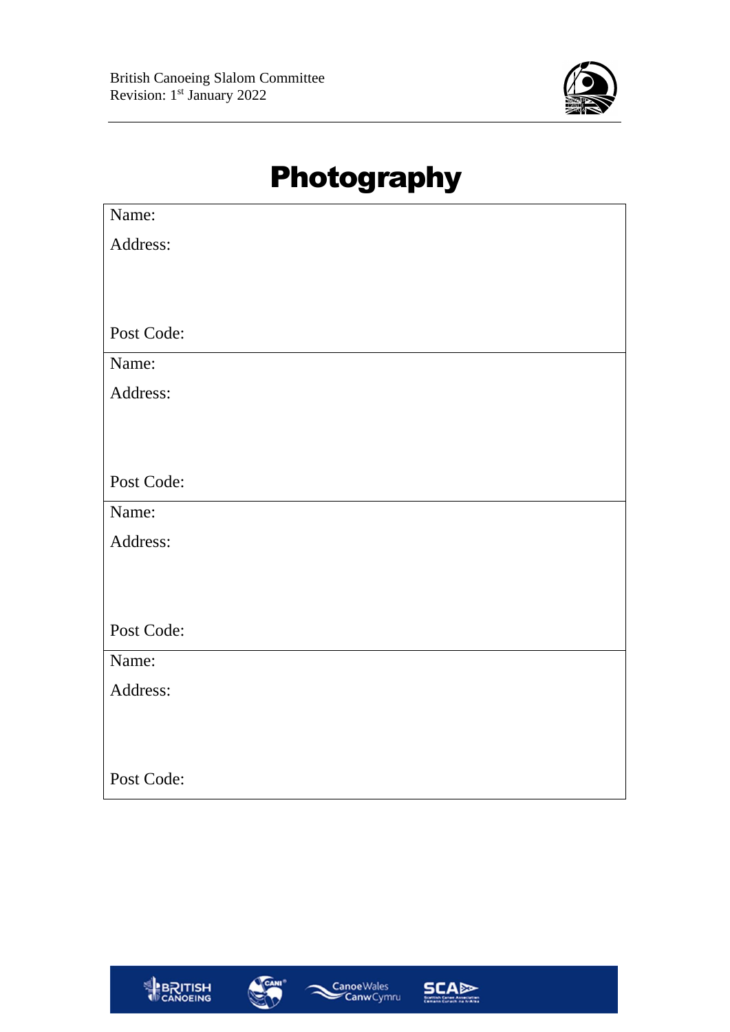# Photography

| Name: |
|---|
| Address: |
| |
| Post Code: |
| Name: |
| Address: |
| |
| Post Code: |
| Name: |
| Address: |
| |
| Post Code: |
| Name: |
| Address: |
| |
| Post Code: |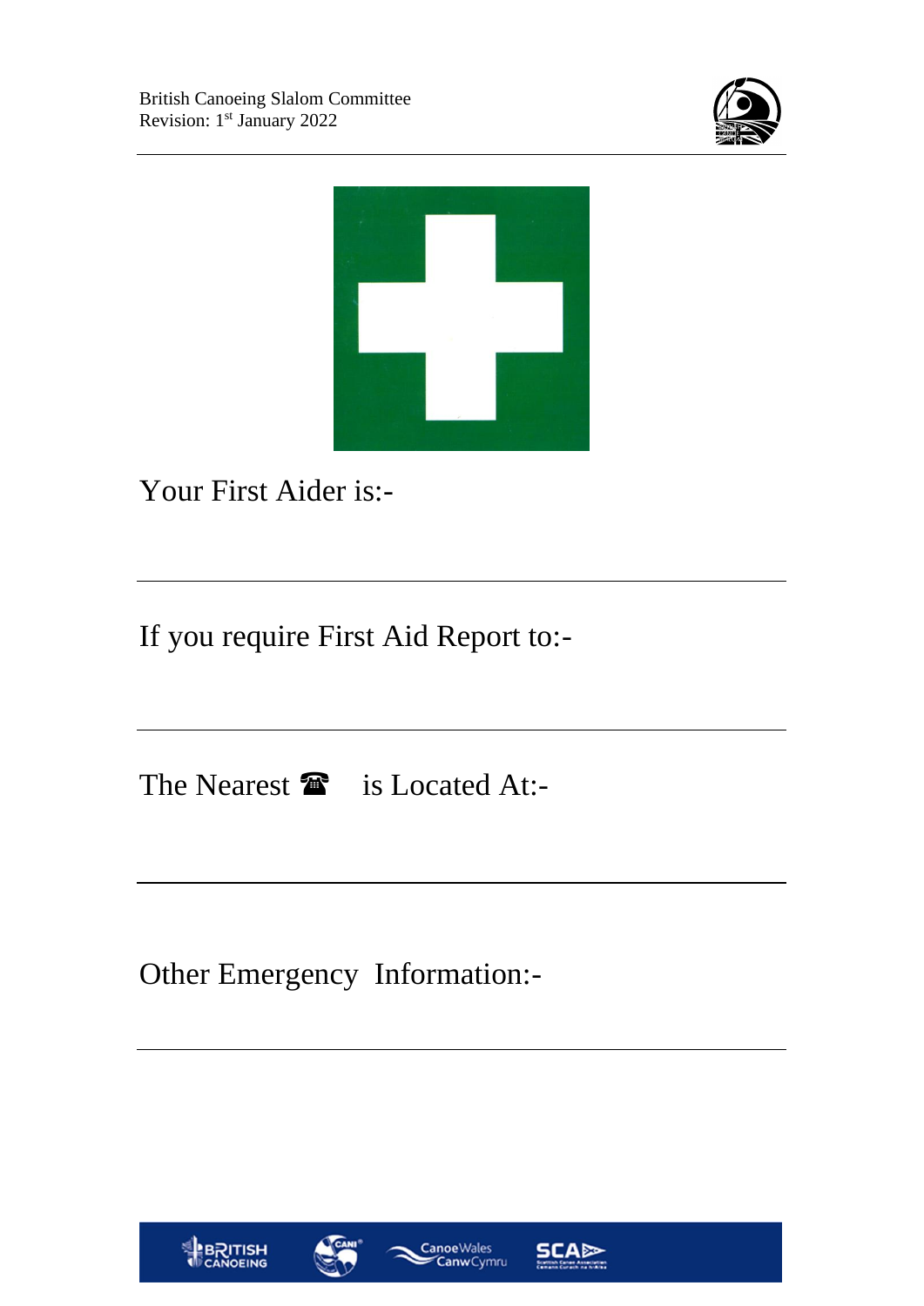Your First Aider is:-

---

If you require First Aid Report to:-

---

The Nearest ☎ is Located At:-

---

Other Emergency Information:-

---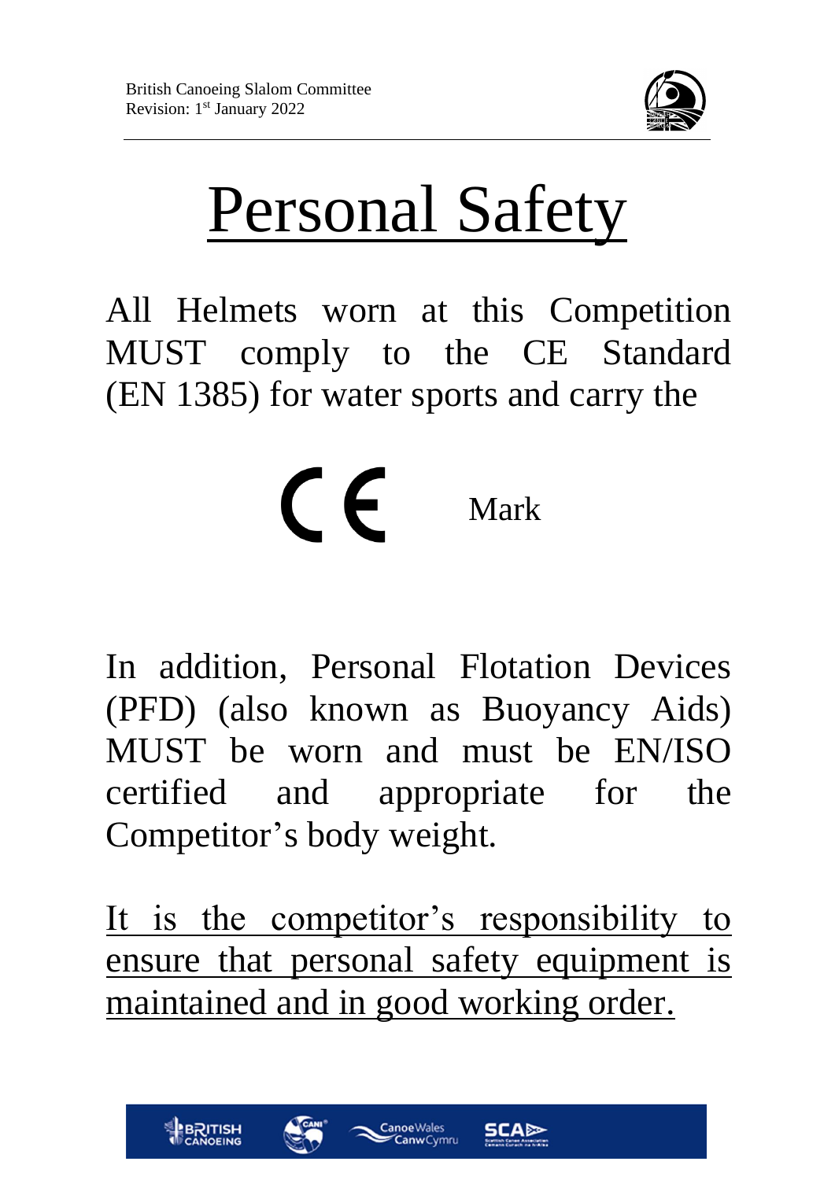# Personal Safety

All Helmets worn at this Competition MUST comply to the CE Standard (EN 1385) for water sports and carry the

CE Mark

In addition, Personal Flotation Devices (PFD) (also known as Buoyancy Aids) MUST be worn and must be EN/ISO certified and appropriate for the Competitor's body weight.

It is the competitor's responsibility to ensure that personal safety equipment is maintained and in good working order.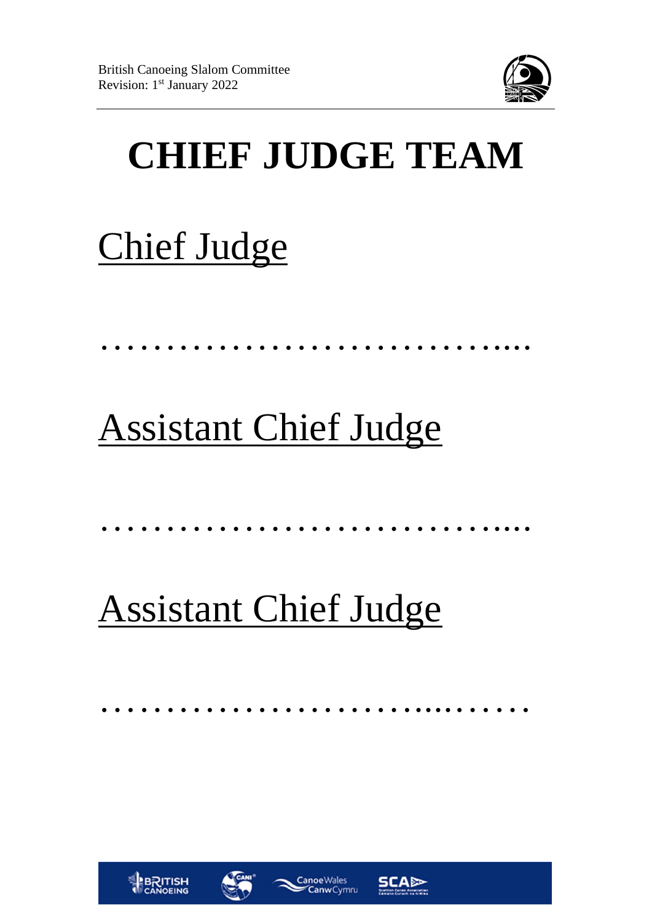# CHIEF JUDGE TEAM

## Chief Judge

………………………………..

## Assistant Chief Judge

………………………………..

## Assistant Chief Judge

………………………………..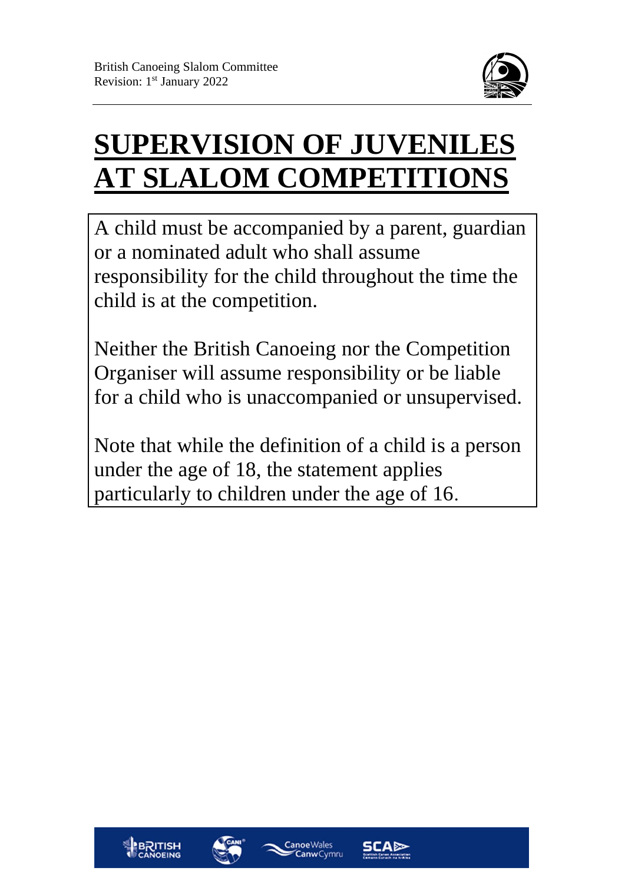British Canoeing Slalom Committee
Revision: 1st January 2022

# SUPERVISION OF JUVENILES AT SLALOM COMPETITIONS

A child must be accompanied by a parent, guardian or a nominated adult who shall assume responsibility for the child throughout the time the child is at the competition.

Neither the British Canoeing nor the Competition Organiser will assume responsibility or be liable for a child who is unaccompanied or unsupervised.

Note that while the definition of a child is a person under the age of 18, the statement applies particularly to children under the age of 16.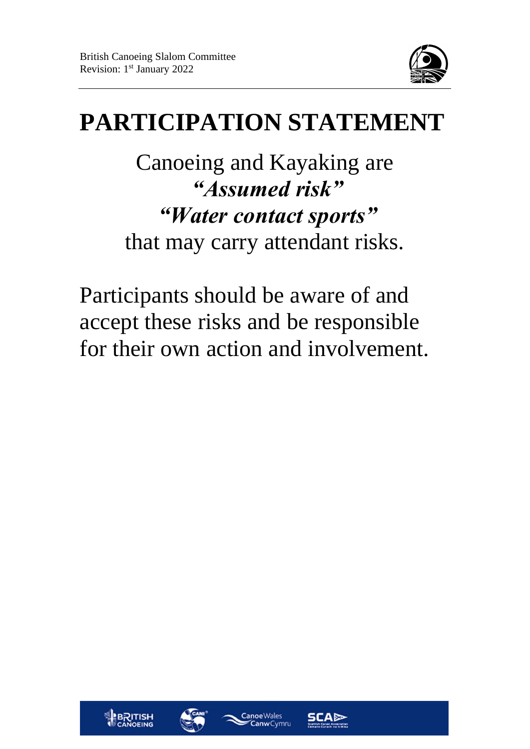# PARTICIPATION STATEMENT

Canoeing and Kayaking are
***"Assumed risk"***
***"Water contact sports"***
that may carry attendant risks.

Participants should be aware of and accept these risks and be responsible for their own action and involvement.